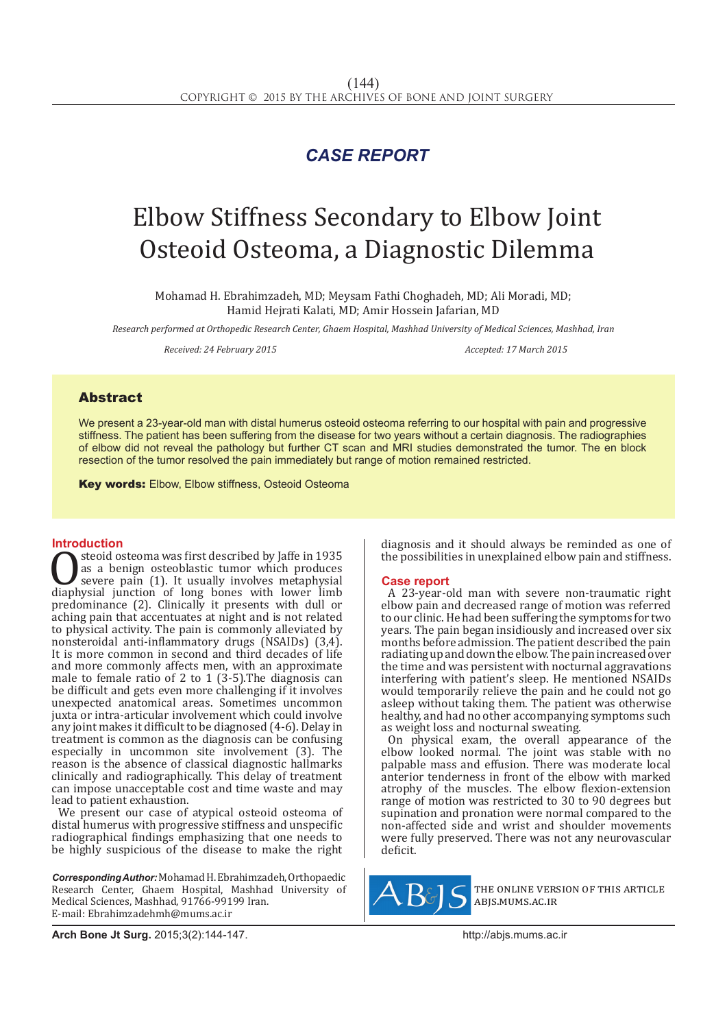CASE REPORT

# Elbow Stiffness Secondary to Elbow Joint Osteoid Osteoma, a Diagnostic Dilemma

Mohamad H. Ebrahimzadeh, MD; Meysam Fathi Choghadeh, MD; Ali Moradi, MD; Hamid Hejrati Kalati, MD; Amir Hossein Jafarian, MD

*Research performed at Orthopedic Research Center, Ghaem Hospital, Mashhad University of Medical Sciences, Mashhad, Iran*

*Received: 24 February 2015* *Accepted: 17 March 2015*

## Abstract

We present a 23-year-old man with distal humerus osteoid osteoma referring to our hospital with pain and progressive stiffness. The patient has been suffering from the disease for two years without a certain diagnosis. The radiographies of elbow did not reveal the pathology but further CT scan and MRI studies demonstrated the tumor. The en block resection of the tumor resolved the pain immediately but range of motion remained restricted.

**Key words:** Elbow, Elbow stiffness, Osteoid Osteoma

## Introduction

Osteoid osteoma was first described by Jaffe in 1935 as a benign osteoblastic tumor which produces severe pain (1). It usually involves metaphysial diaphysial junction of long bones with lower limb predominance (2). Clinically it presents with dull or aching pain that accentuates at night and is not related to physical activity. The pain is commonly alleviated by nonsteroidal anti-inflammatory drugs (NSAIDs) (3,4). It is more common in second and third decades of life and more commonly affects men, with an approximate male to female ratio of 2 to 1 (3-5).The diagnosis can be difficult and gets even more challenging if it involves unexpected anatomical areas. Sometimes uncommon juxta or intra-articular involvement which could involve any joint makes it difficult to be diagnosed (4-6). Delay in treatment is common as the diagnosis can be confusing especially in uncommon site involvement (3). The reason is the absence of classical diagnostic hallmarks clinically and radiographically. This delay of treatment can impose unacceptable cost and time waste and may lead to patient exhaustion.

We present our case of atypical osteoid osteoma of distal humerus with progressive stiffness and unspecific radiographical findings emphasizing that one needs to be highly suspicious of the disease to make the right diagnosis and it should always be reminded as one of the possibilities in unexplained elbow pain and stiffness.

## Case report

A 23-year-old man with severe non-traumatic right elbow pain and decreased range of motion was referred to our clinic. He had been suffering the symptoms for two years. The pain began insidiously and increased over six months before admission. The patient described the pain radiating up and down the elbow. The pain increased over the time and was persistent with nocturnal aggravations interfering with patient's sleep. He mentioned NSAIDs would temporarily relieve the pain and he could not go asleep without taking them. The patient was otherwise healthy, and had no other accompanying symptoms such as weight loss and nocturnal sweating.

On physical exam, the overall appearance of the elbow looked normal. The joint was stable with no palpable mass and effusion. There was moderate local anterior tenderness in front of the elbow with marked atrophy of the muscles. The elbow flexion-extension range of motion was restricted to 30 to 90 degrees but supination and pronation were normal compared to the non-affected side and wrist and shoulder movements were fully preserved. There was not any neurovascular deficit.

***Corresponding Author:*** Mohamad H. Ebrahimzadeh, Orthopaedic Research Center, Ghaem Hospital, Mashhad University of Medical Sciences, Mashhad, 91766-99199 Iran.
E-mail: Ebrahimzadehmh@mums.ac.ir

THE ONLINE VERSION OF THIS ARTICLE ABJS.MUMS.AC.IR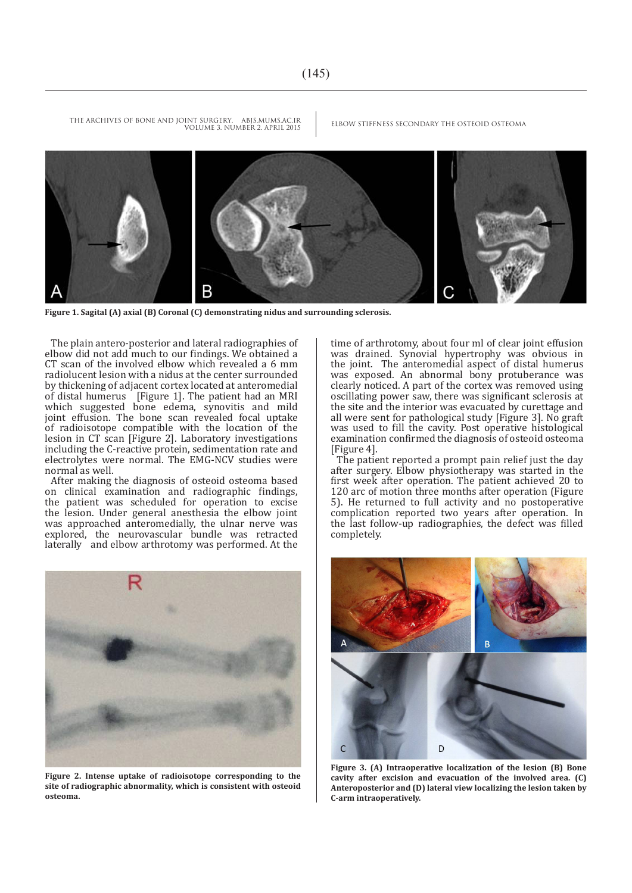Figure 1. Sagital (A) axial (B) Coronal (C) demonstrating nidus and surrounding sclerosis.

The plain antero-posterior and lateral radiographies of elbow did not add much to our findings. We obtained a CT scan of the involved elbow which revealed a 6 mm radiolucent lesion with a nidus at the center surrounded by thickening of adjacent cortex located at anteromedial of distal humerus [Figure 1]. The patient had an MRI which suggested bone edema, synovitis and mild joint effusion. The bone scan revealed focal uptake of radioisotope compatible with the location of the lesion in CT scan [Figure 2]. Laboratory investigations including the C-reactive protein, sedimentation rate and electrolytes were normal. The EMG-NCV studies were normal as well.

After making the diagnosis of osteoid osteoma based on clinical examination and radiographic findings, the patient was scheduled for operation to excise the lesion. Under general anesthesia the elbow joint was approached anteromedially, the ulnar nerve was explored, the neurovascular bundle was retracted laterally and elbow arthrotomy was performed. At the time of arthrotomy, about four ml of clear joint effusion was drained. Synovial hypertrophy was obvious in the joint. The anteromedial aspect of distal humerus was exposed. An abnormal bony protuberance was clearly noticed. A part of the cortex was removed using oscillating power saw, there was significant sclerosis at the site and the interior was evacuated by curettage and all were sent for pathological study [Figure 3]. No graft was used to fill the cavity. Post operative histological examination confirmed the diagnosis of osteoid osteoma [Figure 4].

The patient reported a prompt pain relief just the day after surgery. Elbow physiotherapy was started in the first week after operation. The patient achieved 20 to 120 arc of motion three months after operation (Figure 5). He returned to full activity and no postoperative complication reported two years after operation. In the last follow-up radiographies, the defect was filled completely.

Figure 2. Intense uptake of radioisotope corresponding to the site of radiographic abnormality, which is consistent with osteoid osteoma.

Figure 3. (A) Intraoperative localization of the lesion (B) Bone cavity after excision and evacuation of the involved area. (C) Anteroposterior and (D) lateral view localizing the lesion taken by C-arm intraoperatively.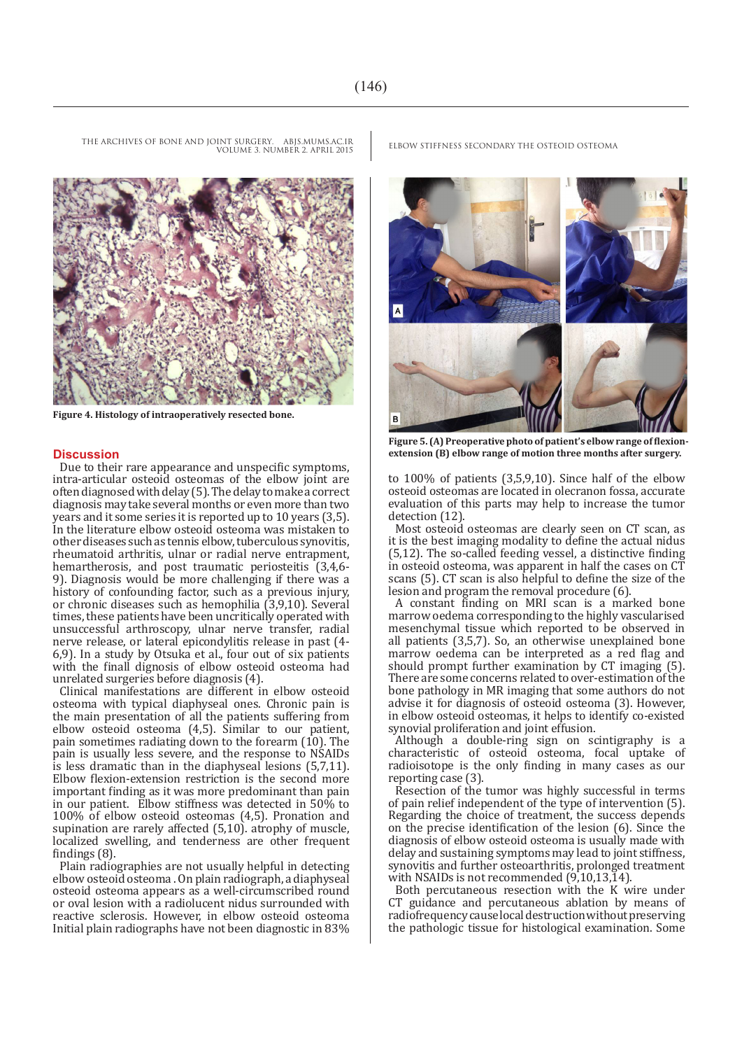**Figure 4. Histology of intraoperatively resected bone.**

**Figure 5. (A) Preoperative photo of patient's elbow range of flexion-extension (B) elbow range of motion three months after surgery.**

## Discussion

Due to their rare appearance and unspecific symptoms, intra-articular osteoid osteomas of the elbow joint are often diagnosed with delay (5). The delay to make a correct diagnosis may take several months or even more than two years and it some series it is reported up to 10 years (3,5). In the literature elbow osteoid osteoma was mistaken to other diseases such as tennis elbow, tuberculous synovitis, rheumatoid arthritis, ulnar or radial nerve entrapment, hemartherosis, and post traumatic periosteitis (3,4,6-9). Diagnosis would be more challenging if there was a history of confounding factor, such as a previous injury, or chronic diseases such as hemophilia (3,9,10). Several times, these patients have been uncritically operated with unsuccessful arthroscopy, ulnar nerve transfer, radial nerve release, or lateral epicondylitis release in past (4-6,9). In a study by Otsuka et al., four out of six patients with the finall dignosis of elbow osteoid osteoma had unrelated surgeries before diagnosis (4).

Clinical manifestations are different in elbow osteoid osteoma with typical diaphyseal ones. Chronic pain is the main presentation of all the patients suffering from elbow osteoid osteoma (4,5). Similar to our patient, pain sometimes radiating down to the forearm (10). The pain is usually less severe, and the response to NSAIDs is less dramatic than in the diaphyseal lesions (5,7,11). Elbow flexion-extension restriction is the second more important finding as it was more predominant than pain in our patient. Elbow stiffness was detected in 50% to 100% of elbow osteoid osteomas (4,5). Pronation and supination are rarely affected (5,10). atrophy of muscle, localized swelling, and tenderness are other frequent findings (8).

Plain radiographies are not usually helpful in detecting elbow osteoid osteoma . On plain radiograph, a diaphyseal osteoid osteoma appears as a well-circumscribed round or oval lesion with a radiolucent nidus surrounded with reactive sclerosis. However, in elbow osteoid osteoma Initial plain radiographs have not been diagnostic in 83% to 100% of patients (3,5,9,10). Since half of the elbow osteoid osteomas are located in olecranon fossa, accurate evaluation of this parts may help to increase the tumor detection (12).

Most osteoid osteomas are clearly seen on CT scan, as it is the best imaging modality to define the actual nidus (5,12). The so-called feeding vessel, a distinctive finding in osteoid osteoma, was apparent in half the cases on CT scans (5). CT scan is also helpful to define the size of the lesion and program the removal procedure (6).

A constant finding on MRI scan is a marked bone marrow oedema corresponding to the highly vascularised mesenchymal tissue which reported to be observed in all patients (3,5,7). So, an otherwise unexplained bone marrow oedema can be interpreted as a red flag and should prompt further examination by CT imaging (5). There are some concerns related to over-estimation of the bone pathology in MR imaging that some authors do not advise it for diagnosis of osteoid osteoma (3). However, in elbow osteoid osteomas, it helps to identify co-existed synovial proliferation and joint effusion.

Although a double-ring sign on scintigraphy is a characteristic of osteoid osteoma, focal uptake of radioisotope is the only finding in many cases as our reporting case (3).

Resection of the tumor was highly successful in terms of pain relief independent of the type of intervention (5). Regarding the choice of treatment, the success depends on the precise identification of the lesion (6). Since the diagnosis of elbow osteoid osteoma is usually made with delay and sustaining symptoms may lead to joint stiffness, synovitis and further osteoarthritis, prolonged treatment with NSAIDs is not recommended (9,10,13,14).

Both percutaneous resection with the K wire under CT guidance and percutaneous ablation by means of radiofrequency cause local destruction without preserving the pathologic tissue for histological examination. Some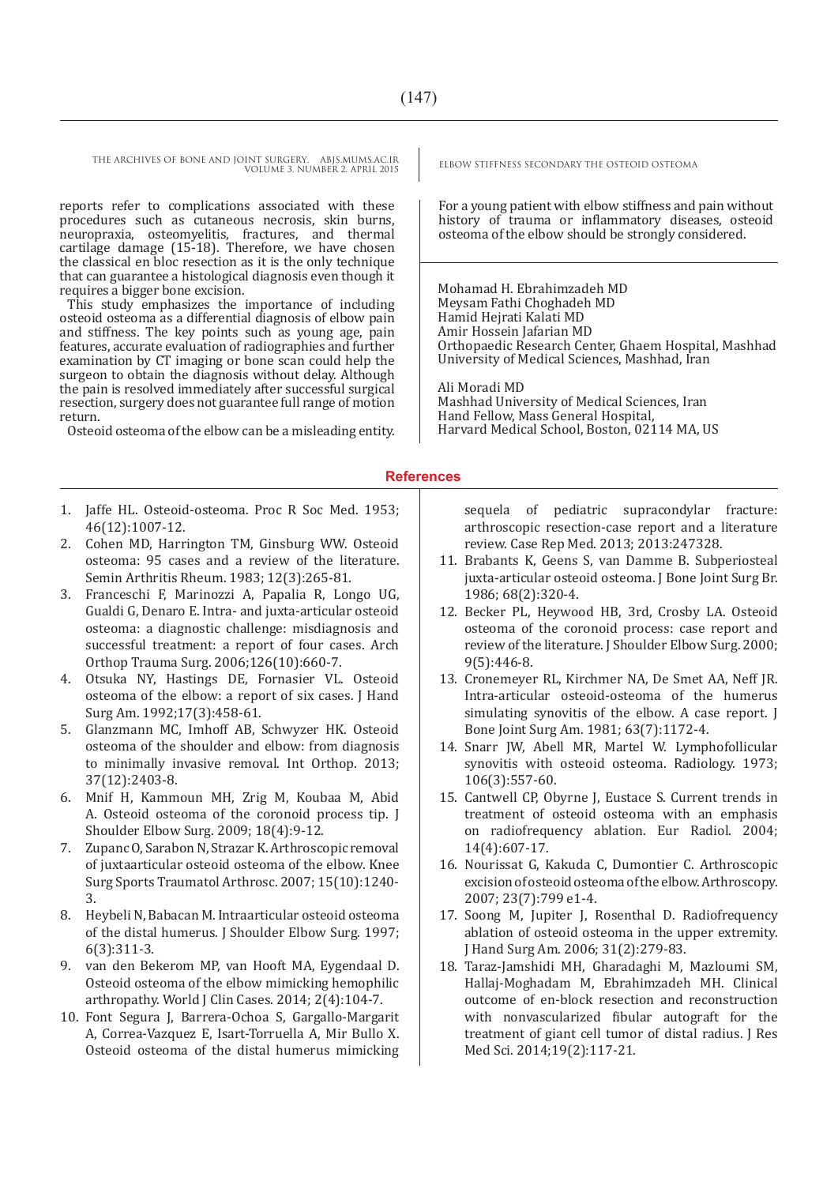reports refer to complications associated with these procedures such as cutaneous necrosis, skin burns, neuropraxia, osteomyelitis, fractures, and thermal cartilage damage (15-18). Therefore, we have chosen the classical en bloc resection as it is the only technique that can guarantee a histological diagnosis even though it requires a bigger bone excision.

This study emphasizes the importance of including osteoid osteoma as a differential diagnosis of elbow pain and stiffness. The key points such as young age, pain features, accurate evaluation of radiographies and further examination by CT imaging or bone scan could help the surgeon to obtain the diagnosis without delay. Although the pain is resolved immediately after successful surgical resection, surgery does not guarantee full range of motion return.

Osteoid osteoma of the elbow can be a misleading entity. For a young patient with elbow stiffness and pain without history of trauma or inflammatory diseases, osteoid osteoma of the elbow should be strongly considered.

Mohamad H. Ebrahimzadeh MD
Meysam Fathi Choghadeh MD
Hamid Hejrati Kalati MD
Amir Hossein Jafarian MD
Orthopaedic Research Center, Ghaem Hospital, Mashhad University of Medical Sciences, Mashhad, Iran

Ali Moradi MD
Mashhad University of Medical Sciences, Iran
Hand Fellow, Mass General Hospital,
Harvard Medical School, Boston, 02114 MA, US

## References

1. Jaffe HL. Osteoid-osteoma. Proc R Soc Med. 1953; 46(12):1007-12.
2. Cohen MD, Harrington TM, Ginsburg WW. Osteoid osteoma: 95 cases and a review of the literature. Semin Arthritis Rheum. 1983; 12(3):265-81.
3. Franceschi F, Marinozzi A, Papalia R, Longo UG, Gualdi G, Denaro E. Intra- and juxta-articular osteoid osteoma: a diagnostic challenge: misdiagnosis and successful treatment: a report of four cases. Arch Orthop Trauma Surg. 2006;126(10):660-7.
4. Otsuka NY, Hastings DE, Fornasier VL. Osteoid osteoma of the elbow: a report of six cases. J Hand Surg Am. 1992;17(3):458-61.
5. Glanzmann MC, Imhoff AB, Schwyzer HK. Osteoid osteoma of the shoulder and elbow: from diagnosis to minimally invasive removal. Int Orthop. 2013; 37(12):2403-8.
6. Mnif H, Kammoun MH, Zrig M, Koubaa M, Abid A. Osteoid osteoma of the coronoid process tip. J Shoulder Elbow Surg. 2009; 18(4):9-12.
7. Zupanc O, Sarabon N, Strazar K. Arthroscopic removal of juxtaarticular osteoid osteoma of the elbow. Knee Surg Sports Traumatol Arthrosc. 2007; 15(10):1240-3.
8. Heybeli N, Babacan M. Intraarticular osteoid osteoma of the distal humerus. J Shoulder Elbow Surg. 1997; 6(3):311-3.
9. van den Bekerom MP, van Hooft MA, Eygendaal D. Osteoid osteoma of the elbow mimicking hemophilic arthropathy. World J Clin Cases. 2014; 2(4):104-7.
10. Font Segura J, Barrera-Ochoa S, Gargallo-Margarit A, Correa-Vazquez E, Isart-Torruella A, Mir Bullo X. Osteoid osteoma of the distal humerus mimicking sequela of pediatric supracondylar fracture: arthroscopic resection-case report and a literature review. Case Rep Med. 2013; 2013:247328.
11. Brabants K, Geens S, van Damme B. Subperiosteal juxta-articular osteoid osteoma. J Bone Joint Surg Br. 1986; 68(2):320-4.
12. Becker PL, Heywood HB, 3rd, Crosby LA. Osteoid osteoma of the coronoid process: case report and review of the literature. J Shoulder Elbow Surg. 2000; 9(5):446-8.
13. Cronemeyer RL, Kirchmer NA, De Smet AA, Neff JR. Intra-articular osteoid-osteoma of the humerus simulating synovitis of the elbow. A case report. J Bone Joint Surg Am. 1981; 63(7):1172-4.
14. Snarr JW, Abell MR, Martel W. Lymphofollicular synovitis with osteoid osteoma. Radiology. 1973; 106(3):557-60.
15. Cantwell CP, Obyrne J, Eustace S. Current trends in treatment of osteoid osteoma with an emphasis on radiofrequency ablation. Eur Radiol. 2004; 14(4):607-17.
16. Nourissat G, Kakuda C, Dumontier C. Arthroscopic excision of osteoid osteoma of the elbow. Arthroscopy. 2007; 23(7):799 e1-4.
17. Soong M, Jupiter J, Rosenthal D. Radiofrequency ablation of osteoid osteoma in the upper extremity. J Hand Surg Am. 2006; 31(2):279-83.
18. Taraz-Jamshidi MH, Gharadaghi M, Mazloumi SM, Hallaj-Moghadam M, Ebrahimzadeh MH. Clinical outcome of en-block resection and reconstruction with nonvascularized fibular autograft for the treatment of giant cell tumor of distal radius. J Res Med Sci. 2014;19(2):117-21.